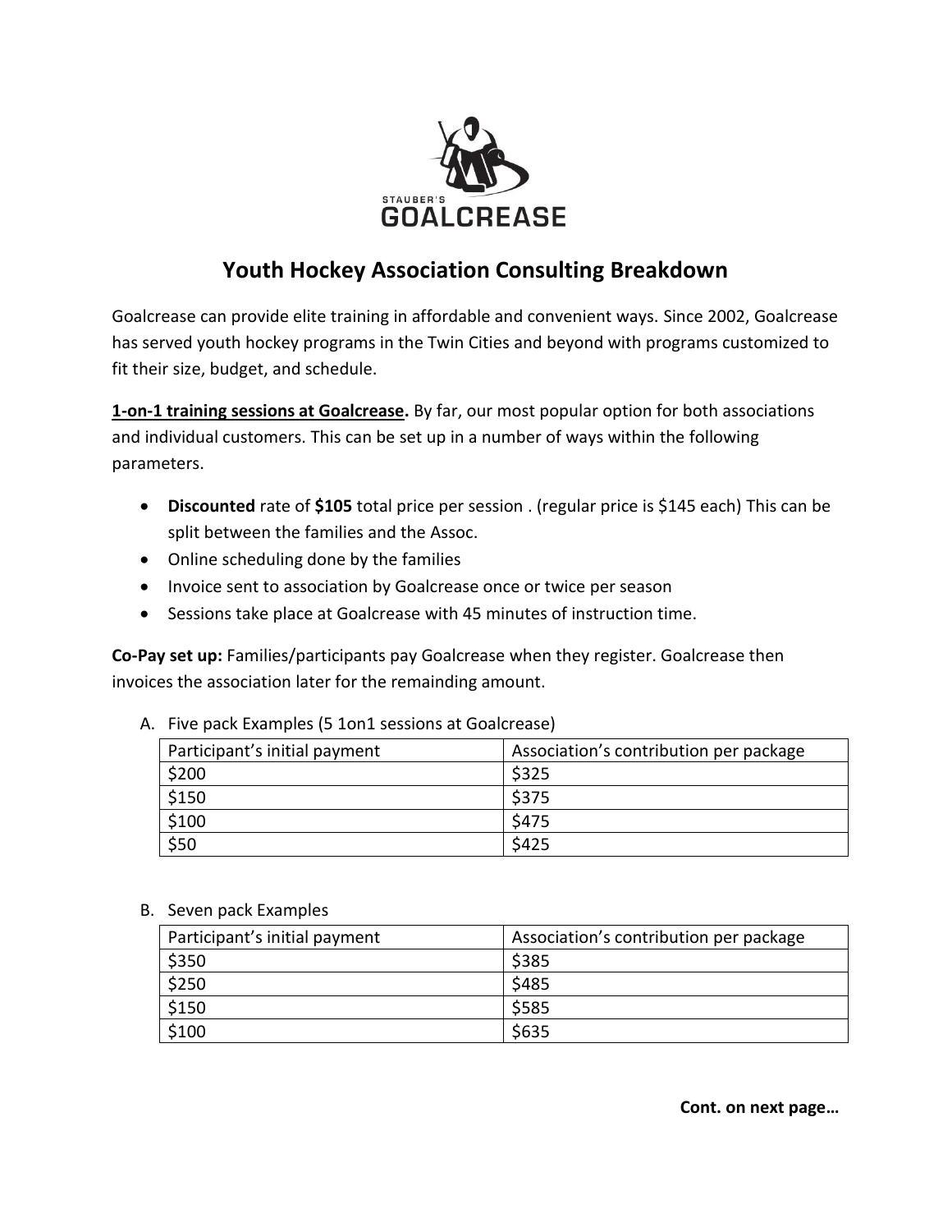# Youth Hockey Association Consulting Breakdown

Goalcrease can provide elite training in affordable and convenient ways. Since 2002, Goalcrease has served youth hockey programs in the Twin Cities and beyond with programs customized to fit their size, budget, and schedule.

**1-on-1 training sessions at Goalcrease.** By far, our most popular option for both associations and individual customers. This can be set up in a number of ways within the following parameters.

- **Discounted** rate of **$105** total price per session . (regular price is $145 each) This can be split between the families and the Assoc.
- Online scheduling done by the families
- Invoice sent to association by Goalcrease once or twice per season
- Sessions take place at Goalcrease with 45 minutes of instruction time.

**Co-Pay set up:** Families/participants pay Goalcrease when they register. Goalcrease then invoices the association later for the remaining amount.

A. Five pack Examples (5 1on1 sessions at Goalcrease)

| Participant's initial payment | Association's contribution per package |
|---|---|
| $200 | $325 |
| $150 | $375 |
| $100 | $475 |
| $50 | $425 |

B. Seven pack Examples

| Participant's initial payment | Association's contribution per package |
|---|---|
| $350 | $385 |
| $250 | $485 |
| $150 | $585 |
| $100 | $635 |

**Cont. on next page…**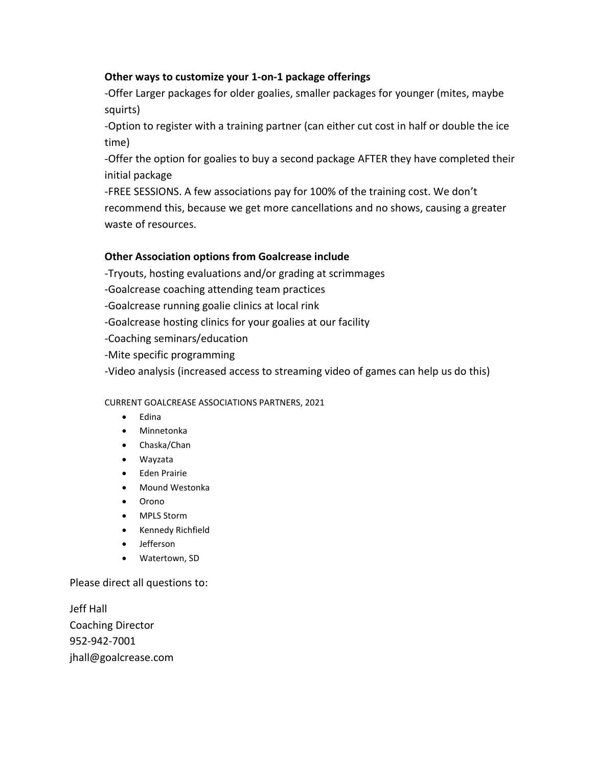**Other ways to customize your 1-on-1 package offerings**

-Offer Larger packages for older goalies, smaller packages for younger (mites, maybe squirts)

-Option to register with a training partner (can either cut cost in half or double the ice time)

-Offer the option for goalies to buy a second package AFTER they have completed their initial package

-FREE SESSIONS. A few associations pay for 100% of the training cost. We don't recommend this, because we get more cancellations and no shows, causing a greater waste of resources.

**Other Association options from Goalcrease include**

-Tryouts, hosting evaluations and/or grading at scrimmages

-Goalcrease coaching attending team practices

-Goalcrease running goalie clinics at local rink

-Goalcrease hosting clinics for your goalies at our facility

-Coaching seminars/education

-Mite specific programming

-Video analysis (increased access to streaming video of games can help us do this)

CURRENT GOALCREASE ASSOCIATIONS PARTNERS, 2021

- Edina
- Minnetonka
- Chaska/Chan
- Wayzata
- Eden Prairie
- Mound Westonka
- Orono
- MPLS Storm
- Kennedy Richfield
- Jefferson
- Watertown, SD

Please direct all questions to:

Jeff Hall
Coaching Director
952-942-7001
jhall@goalcrease.com